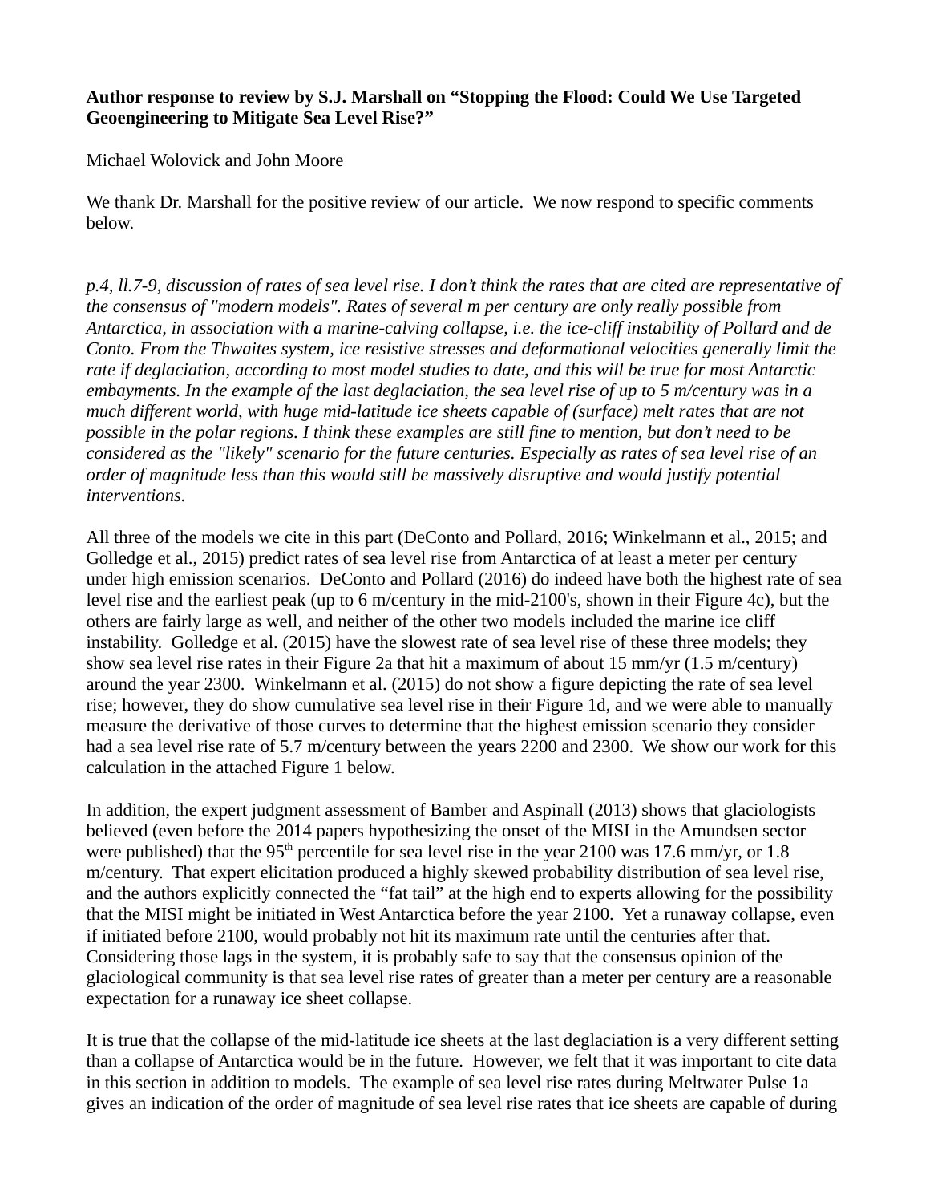**Author response to review by S.J. Marshall on "Stopping the Flood: Could We Use Targeted Geoengineering to Mitigate Sea Level Rise?"**

Michael Wolovick and John Moore

We thank Dr. Marshall for the positive review of our article. We now respond to specific comments below.

*p.4, ll.7-9, discussion of rates of sea level rise. I don't think the rates that are cited are representative of the consensus of "modern models". Rates of several m per century are only really possible from Antarctica, in association with a marine-calving collapse, i.e. the ice-cliff instability of Pollard and de Conto. From the Thwaites system, ice resistive stresses and deformational velocities generally limit the rate if deglaciation, according to most model studies to date, and this will be true for most Antarctic embayments. In the example of the last deglaciation, the sea level rise of up to 5 m/century was in a much different world, with huge mid-latitude ice sheets capable of (surface) melt rates that are not possible in the polar regions. I think these examples are still fine to mention, but don't need to be considered as the "likely" scenario for the future centuries. Especially as rates of sea level rise of an order of magnitude less than this would still be massively disruptive and would justify potential interventions.*

All three of the models we cite in this part (DeConto and Pollard, 2016; Winkelmann et al., 2015; and Golledge et al., 2015) predict rates of sea level rise from Antarctica of at least a meter per century under high emission scenarios. DeConto and Pollard (2016) do indeed have both the highest rate of sea level rise and the earliest peak (up to 6 m/century in the mid-2100's, shown in their Figure 4c), but the others are fairly large as well, and neither of the other two models included the marine ice cliff instability. Golledge et al. (2015) have the slowest rate of sea level rise of these three models; they show sea level rise rates in their Figure 2a that hit a maximum of about 15 mm/yr (1.5 m/century) around the year 2300. Winkelmann et al. (2015) do not show a figure depicting the rate of sea level rise; however, they do show cumulative sea level rise in their Figure 1d, and we were able to manually measure the derivative of those curves to determine that the highest emission scenario they consider had a sea level rise rate of 5.7 m/century between the years 2200 and 2300. We show our work for this calculation in the attached Figure 1 below.

In addition, the expert judgment assessment of Bamber and Aspinall (2013) shows that glaciologists believed (even before the 2014 papers hypothesizing the onset of the MISI in the Amundsen sector were published) that the 95$^{th}$ percentile for sea level rise in the year 2100 was 17.6 mm/yr, or 1.8 m/century. That expert elicitation produced a highly skewed probability distribution of sea level rise, and the authors explicitly connected the "fat tail" at the high end to experts allowing for the possibility that the MISI might be initiated in West Antarctica before the year 2100. Yet a runaway collapse, even if initiated before 2100, would probably not hit its maximum rate until the centuries after that. Considering those lags in the system, it is probably safe to say that the consensus opinion of the glaciological community is that sea level rise rates of greater than a meter per century are a reasonable expectation for a runaway ice sheet collapse.

It is true that the collapse of the mid-latitude ice sheets at the last deglaciation is a very different setting than a collapse of Antarctica would be in the future. However, we felt that it was important to cite data in this section in addition to models. The example of sea level rise rates during Meltwater Pulse 1a gives an indication of the order of magnitude of sea level rise rates that ice sheets are capable of during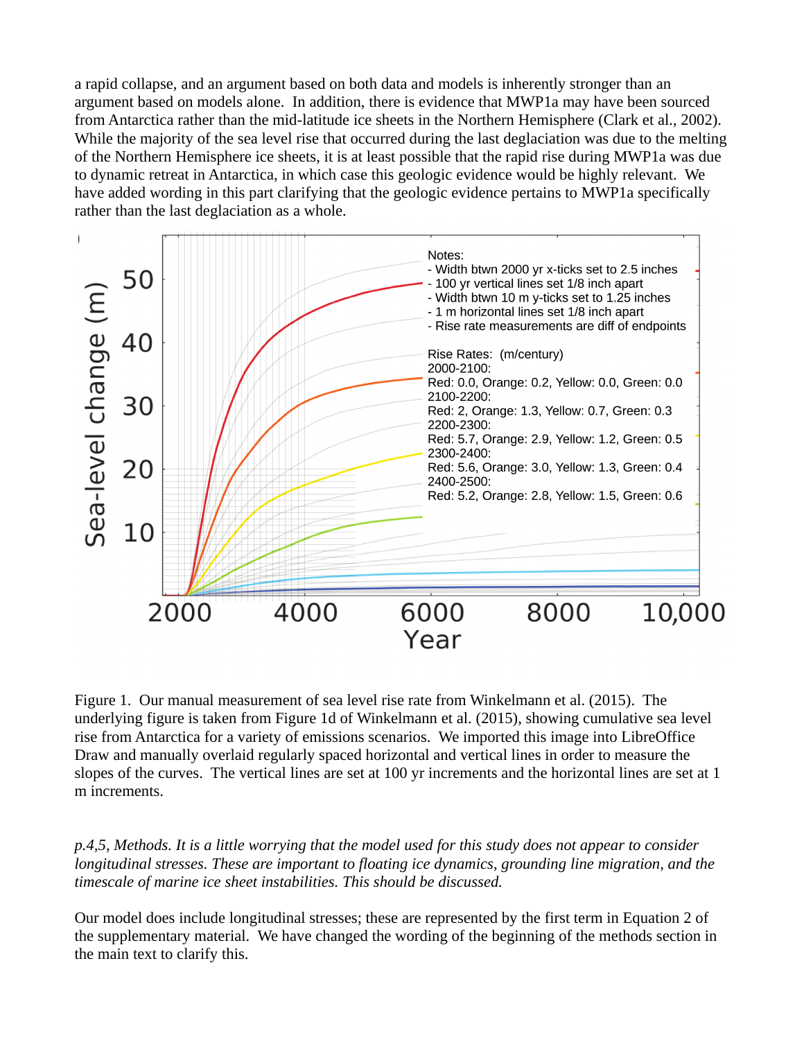a rapid collapse, and an argument based on both data and models is inherently stronger than an argument based on models alone. In addition, there is evidence that MWP1a may have been sourced from Antarctica rather than the mid-latitude ice sheets in the Northern Hemisphere (Clark et al., 2002). While the majority of the sea level rise that occurred during the last deglaciation was due to the melting of the Northern Hemisphere ice sheets, it is at least possible that the rapid rise during MWP1a was due to dynamic retreat in Antarctica, in which case this geologic evidence would be highly relevant. We have added wording in this part clarifying that the geologic evidence pertains to MWP1a specifically rather than the last deglaciation as a whole.

Notes:
- Width btwn 2000 yr x-ticks set to 2.5 inches
- 100 yr vertical lines set 1/8 inch apart
- Width btwn 10 m y-ticks set to 1.25 inches
- 1 m horizontal lines set 1/8 inch apart
- Rise rate measurements are diff of endpoints

Rise Rates: (m/century)
2000-2100:
Red: 0.0, Orange: 0.2, Yellow: 0.0, Green: 0.0
2100-2200:
Red: 2, Orange: 1.3, Yellow: 0.7, Green: 0.3
2200-2300:
Red: 5.7, Orange: 2.9, Yellow: 1.2, Green: 0.5
2300-2400:
Red: 5.6, Orange: 3.0, Yellow: 1.3, Green: 0.4
2400-2500:
Red: 5.2, Orange: 2.8, Yellow: 1.5, Green: 0.6

Figure 1. Our manual measurement of sea level rise rate from Winkelmann et al. (2015). The underlying figure is taken from Figure 1d of Winkelmann et al. (2015), showing cumulative sea level rise from Antarctica for a variety of emissions scenarios. We imported this image into LibreOffice Draw and manually overlaid regularly spaced horizontal and vertical lines in order to measure the slopes of the curves. The vertical lines are set at 100 yr increments and the horizontal lines are set at 1 m increments.

*p.4,5, Methods. It is a little worrying that the model used for this study does not appear to consider longitudinal stresses. These are important to floating ice dynamics, grounding line migration, and the timescale of marine ice sheet instabilities. This should be discussed.*

Our model does include longitudinal stresses; these are represented by the first term in Equation 2 of the supplementary material. We have changed the wording of the beginning of the methods section in the main text to clarify this.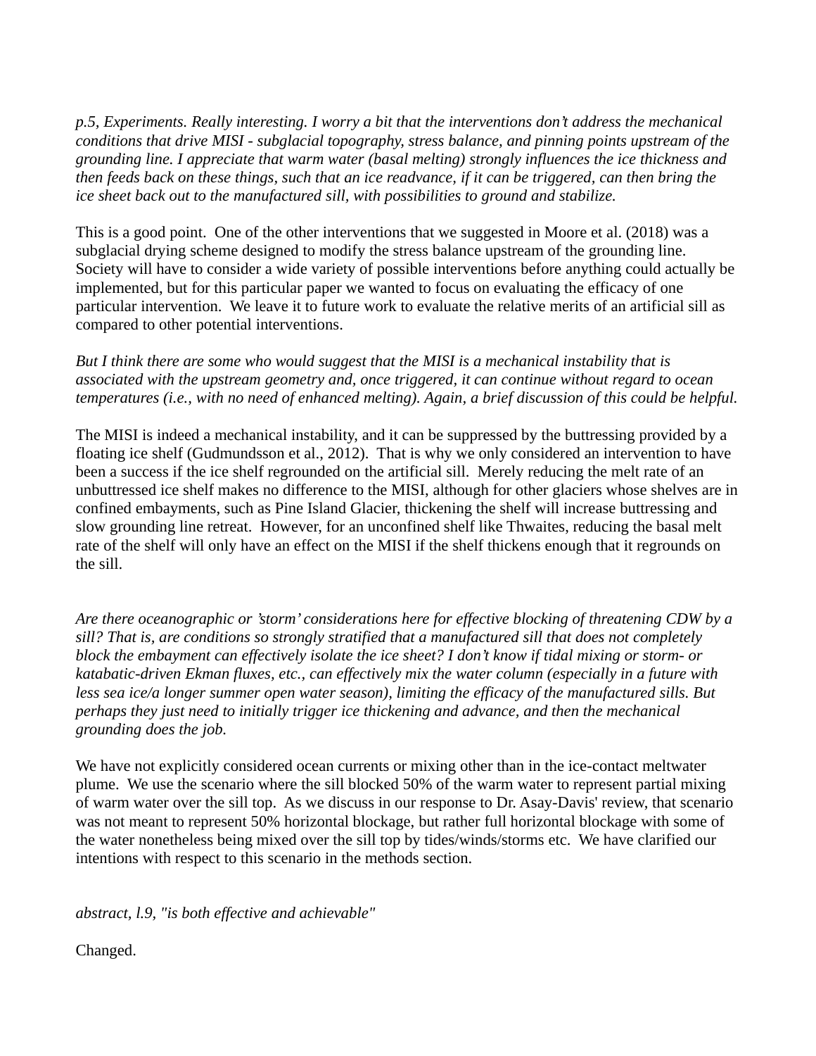*p.5, Experiments. Really interesting. I worry a bit that the interventions don't address the mechanical conditions that drive MISI - subglacial topography, stress balance, and pinning points upstream of the grounding line. I appreciate that warm water (basal melting) strongly influences the ice thickness and then feeds back on these things, such that an ice readvance, if it can be triggered, can then bring the ice sheet back out to the manufactured sill, with possibilities to ground and stabilize.*

This is a good point. One of the other interventions that we suggested in Moore et al. (2018) was a subglacial drying scheme designed to modify the stress balance upstream of the grounding line. Society will have to consider a wide variety of possible interventions before anything could actually be implemented, but for this particular paper we wanted to focus on evaluating the efficacy of one particular intervention. We leave it to future work to evaluate the relative merits of an artificial sill as compared to other potential interventions.

*But I think there are some who would suggest that the MISI is a mechanical instability that is associated with the upstream geometry and, once triggered, it can continue without regard to ocean temperatures (i.e., with no need of enhanced melting). Again, a brief discussion of this could be helpful.*

The MISI is indeed a mechanical instability, and it can be suppressed by the buttressing provided by a floating ice shelf (Gudmundsson et al., 2012). That is why we only considered an intervention to have been a success if the ice shelf regrounded on the artificial sill. Merely reducing the melt rate of an unbuttressed ice shelf makes no difference to the MISI, although for other glaciers whose shelves are in confined embayments, such as Pine Island Glacier, thickening the shelf will increase buttressing and slow grounding line retreat. However, for an unconfined shelf like Thwaites, reducing the basal melt rate of the shelf will only have an effect on the MISI if the shelf thickens enough that it regrounds on the sill.

*Are there oceanographic or 'storm' considerations here for effective blocking of threatening CDW by a sill? That is, are conditions so strongly stratified that a manufactured sill that does not completely block the embayment can effectively isolate the ice sheet? I don't know if tidal mixing or storm- or katabatic-driven Ekman fluxes, etc., can effectively mix the water column (especially in a future with less sea ice/a longer summer open water season), limiting the efficacy of the manufactured sills. But perhaps they just need to initially trigger ice thickening and advance, and then the mechanical grounding does the job.*

We have not explicitly considered ocean currents or mixing other than in the ice-contact meltwater plume. We use the scenario where the sill blocked 50% of the warm water to represent partial mixing of warm water over the sill top. As we discuss in our response to Dr. Asay-Davis' review, that scenario was not meant to represent 50% horizontal blockage, but rather full horizontal blockage with some of the water nonetheless being mixed over the sill top by tides/winds/storms etc. We have clarified our intentions with respect to this scenario in the methods section.

*abstract, l.9, "is both effective and achievable"*

Changed.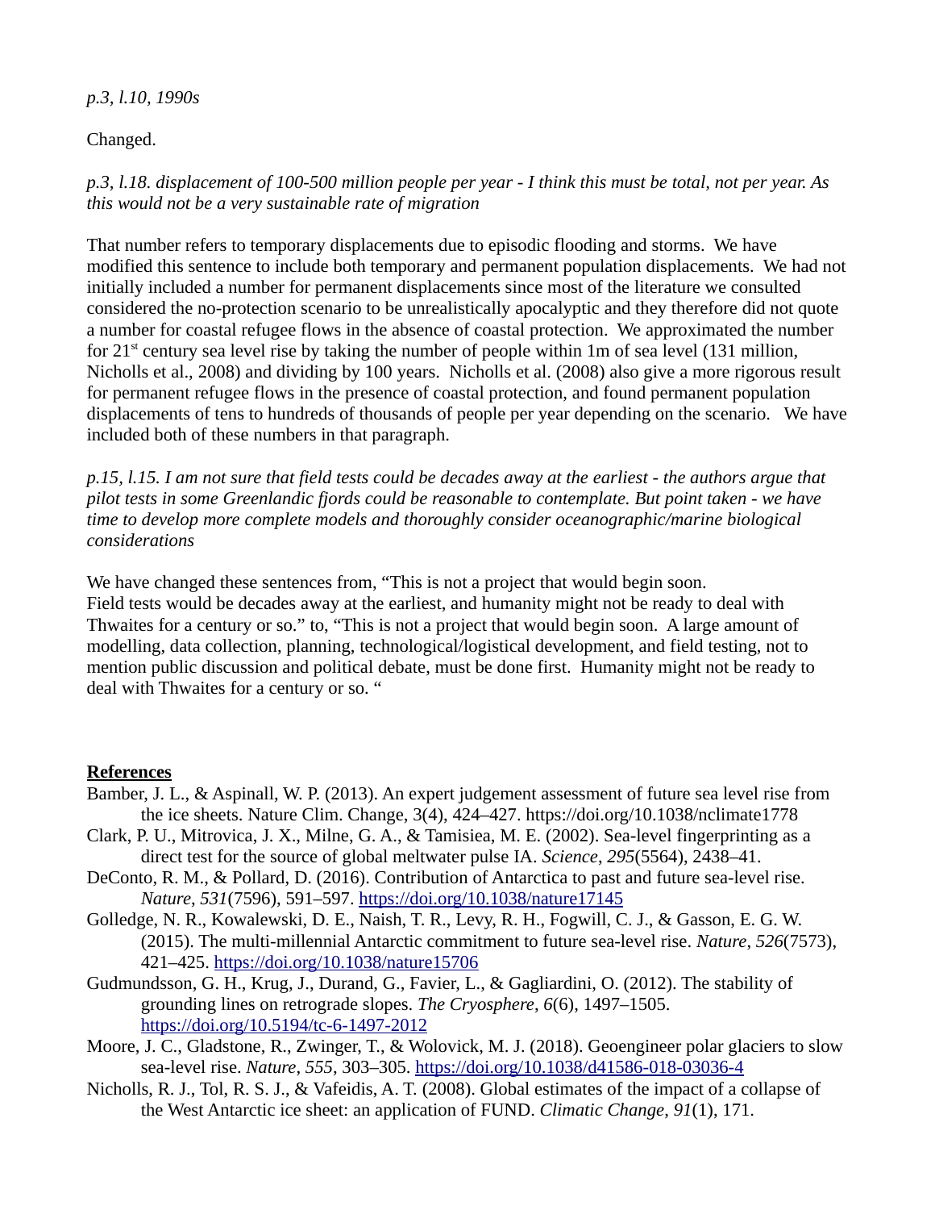*p.3, l.10, 1990s*

Changed.

*p.3, l.18. displacement of 100-500 million people per year - I think this must be total, not per year. As this would not be a very sustainable rate of migration*

That number refers to temporary displacements due to episodic flooding and storms. We have modified this sentence to include both temporary and permanent population displacements. We had not initially included a number for permanent displacements since most of the literature we consulted considered the no-protection scenario to be unrealistically apocalyptic and they therefore did not quote a number for coastal refugee flows in the absence of coastal protection. We approximated the number for 21st century sea level rise by taking the number of people within 1m of sea level (131 million, Nicholls et al., 2008) and dividing by 100 years. Nicholls et al. (2008) also give a more rigorous result for permanent refugee flows in the presence of coastal protection, and found permanent population displacements of tens to hundreds of thousands of people per year depending on the scenario. We have included both of these numbers in that paragraph.

*p.15, l.15. I am not sure that field tests could be decades away at the earliest - the authors argue that pilot tests in some Greenlandic fjords could be reasonable to contemplate. But point taken - we have time to develop more complete models and thoroughly consider oceanographic/marine biological considerations*

We have changed these sentences from, "This is not a project that would begin soon. Field tests would be decades away at the earliest, and humanity might not be ready to deal with Thwaites for a century or so." to, "This is not a project that would begin soon. A large amount of modelling, data collection, planning, technological/logistical development, and field testing, not to mention public discussion and political debate, must be done first. Humanity might not be ready to deal with Thwaites for a century or so. "

## References

Bamber, J. L., & Aspinall, W. P. (2013). An expert judgement assessment of future sea level rise from the ice sheets. Nature Clim. Change, 3(4), 424–427. https://doi.org/10.1038/nclimate1778

Clark, P. U., Mitrovica, J. X., Milne, G. A., & Tamisiea, M. E. (2002). Sea-level fingerprinting as a direct test for the source of global meltwater pulse IA. *Science*, *295*(5564), 2438–41.

DeConto, R. M., & Pollard, D. (2016). Contribution of Antarctica to past and future sea-level rise. *Nature*, *531*(7596), 591–597. https://doi.org/10.1038/nature17145

Golledge, N. R., Kowalewski, D. E., Naish, T. R., Levy, R. H., Fogwill, C. J., & Gasson, E. G. W. (2015). The multi-millennial Antarctic commitment to future sea-level rise. *Nature*, *526*(7573), 421–425. https://doi.org/10.1038/nature15706

Gudmundsson, G. H., Krug, J., Durand, G., Favier, L., & Gagliardini, O. (2012). The stability of grounding lines on retrograde slopes. *The Cryosphere*, *6*(6), 1497–1505. https://doi.org/10.5194/tc-6-1497-2012

Moore, J. C., Gladstone, R., Zwinger, T., & Wolovick, M. J. (2018). Geoengineer polar glaciers to slow sea-level rise. *Nature*, *555*, 303–305. https://doi.org/10.1038/d41586-018-03036-4

Nicholls, R. J., Tol, R. S. J., & Vafeidis, A. T. (2008). Global estimates of the impact of a collapse of the West Antarctic ice sheet: an application of FUND. *Climatic Change*, *91*(1), 171.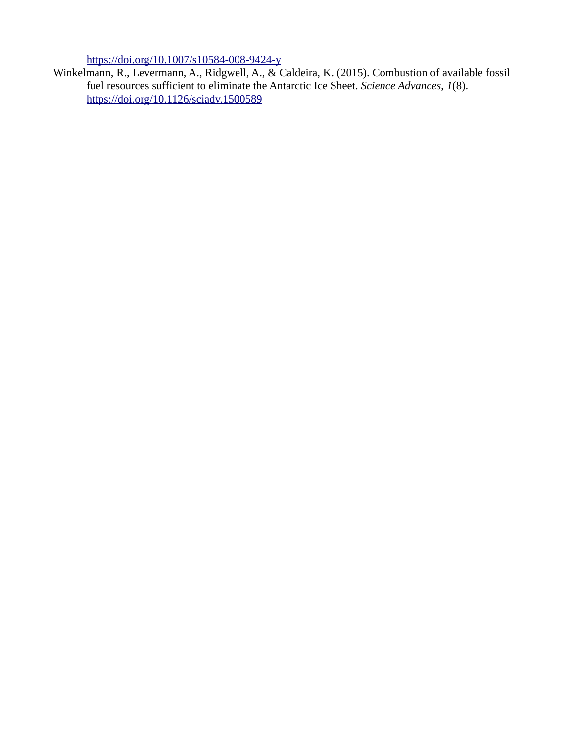https://doi.org/10.1007/s10584-008-9424-y

Winkelmann, R., Levermann, A., Ridgwell, A., & Caldeira, K. (2015). Combustion of available fossil fuel resources sufficient to eliminate the Antarctic Ice Sheet. *Science Advances*, *1*(8). https://doi.org/10.1126/sciadv.1500589